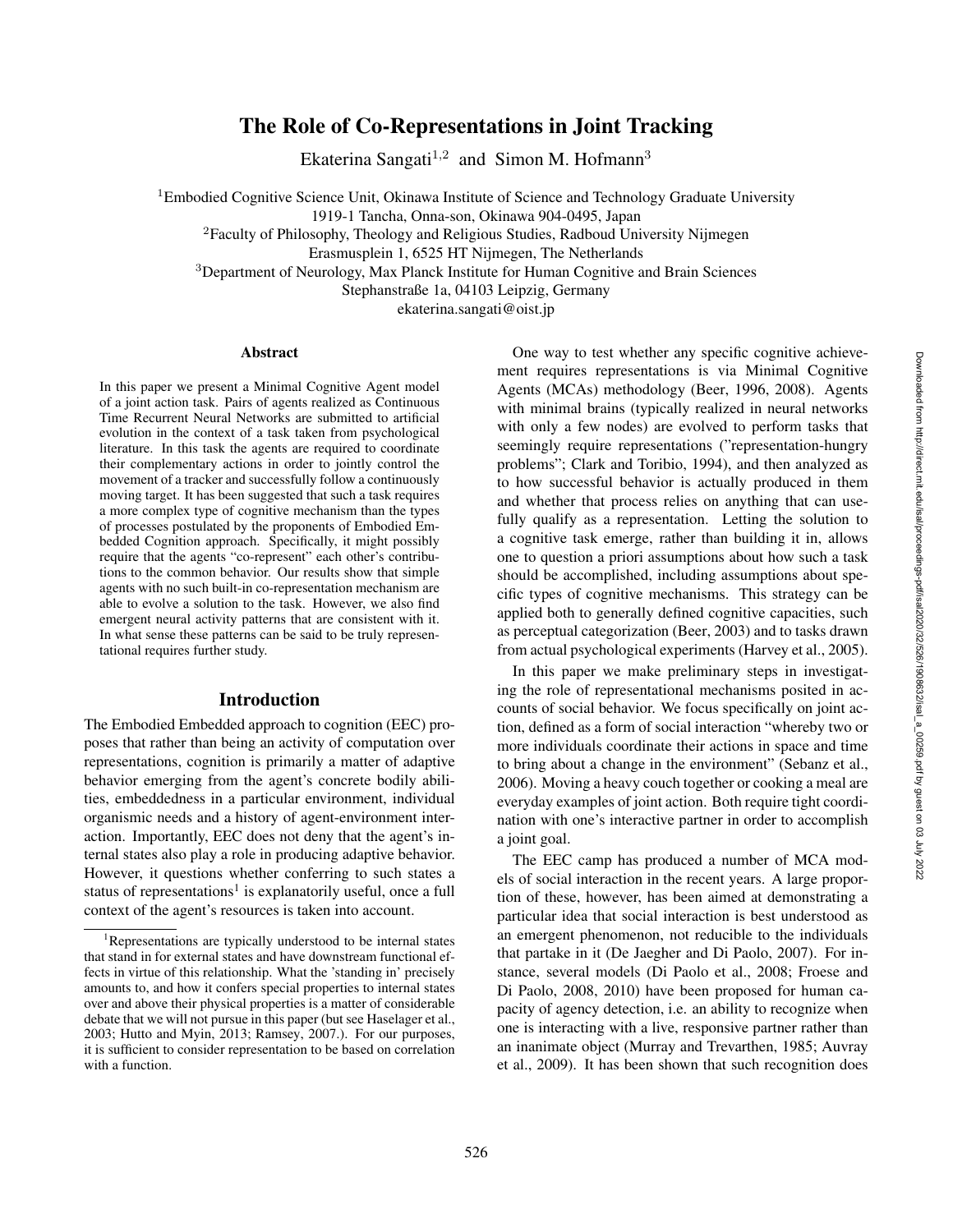# The Role of Co-Representations in Joint Tracking

Ekaterina Sangati[1,2] and Simon M. Hofmann[3]

[1]Embodied Cognitive Science Unit, Okinawa Institute of Science and Technology Graduate University
1919-1 Tancha, Onna-son, Okinawa 904-0495, Japan
[2]Faculty of Philosophy, Theology and Religious Studies, Radboud University Nijmegen
Erasmusplein 1, 6525 HT Nijmegen, The Netherlands
[3]Department of Neurology, Max Planck Institute for Human Cognitive and Brain Sciences
Stephanstraße 1a, 04103 Leipzig, Germany
ekaterina.sangati@oist.jp

## Abstract

In this paper we present a Minimal Cognitive Agent model of a joint action task. Pairs of agents realized as Continuous Time Recurrent Neural Networks are submitted to artificial evolution in the context of a task taken from psychological literature. In this task the agents are required to coordinate their complementary actions in order to jointly control the movement of a tracker and successfully follow a continuously moving target. It has been suggested that such a task requires a more complex type of cognitive mechanism than the types of processes postulated by the proponents of Embodied Embedded Cognition approach. Specifically, it might possibly require that the agents "co-represent" each other's contributions to the common behavior. Our results show that simple agents with no such built-in co-representation mechanism are able to evolve a solution to the task. However, we also find emergent neural activity patterns that are consistent with it. In what sense these patterns can be said to be truly representational requires further study.

## Introduction

The Embodied Embedded approach to cognition (EEC) proposes that rather than being an activity of computation over representations, cognition is primarily a matter of adaptive behavior emerging from the agent's concrete bodily abilities, embeddedness in a particular environment, individual organismic needs and a history of agent-environment interaction. Importantly, EEC does not deny that the agent's internal states also play a role in producing adaptive behavior. However, it questions whether conferring to such states a status of representations[1] is explanatorily useful, once a full context of the agent's resources is taken into account.

[1]Representations are typically understood to be internal states that stand in for external states and have downstream functional effects in virtue of this relationship. What the 'standing in' precisely amounts to, and how it confers special properties to internal states over and above their physical properties is a matter of considerable debate that we will not pursue in this paper (but see Haselager et al., 2003; Hutto and Myin, 2013; Ramsey, 2007.). For our purposes, it is sufficient to consider representation to be based on correlation with a function.

One way to test whether any specific cognitive achievement requires representations is via Minimal Cognitive Agents (MCAs) methodology (Beer, 1996, 2008). Agents with minimal brains (typically realized in neural networks with only a few nodes) are evolved to perform tasks that seemingly require representations ("representation-hungry problems"; Clark and Toribio, 1994), and then analyzed as to how successful behavior is actually produced in them and whether that process relies on anything that can usefully qualify as a representation. Letting the solution to a cognitive task emerge, rather than building it in, allows one to question a priori assumptions about how such a task should be accomplished, including assumptions about specific types of cognitive mechanisms. This strategy can be applied both to generally defined cognitive capacities, such as perceptual categorization (Beer, 2003) and to tasks drawn from actual psychological experiments (Harvey et al., 2005).

In this paper we make preliminary steps in investigating the role of representational mechanisms posited in accounts of social behavior. We focus specifically on joint action, defined as a form of social interaction "whereby two or more individuals coordinate their actions in space and time to bring about a change in the environment" (Sebanz et al., 2006). Moving a heavy couch together or cooking a meal are everyday examples of joint action. Both require tight coordination with one's interactive partner in order to accomplish a joint goal.

The EEC camp has produced a number of MCA models of social interaction in the recent years. A large proportion of these, however, has been aimed at demonstrating a particular idea that social interaction is best understood as an emergent phenomenon, not reducible to the individuals that partake in it (De Jaegher and Di Paolo, 2007). For instance, several models (Di Paolo et al., 2008; Froese and Di Paolo, 2008, 2010) have been proposed for human capacity of agency detection, i.e. an ability to recognize when one is interacting with a live, responsive partner rather than an inanimate object (Murray and Trevarthen, 1985; Auvray et al., 2009). It has been shown that such recognition does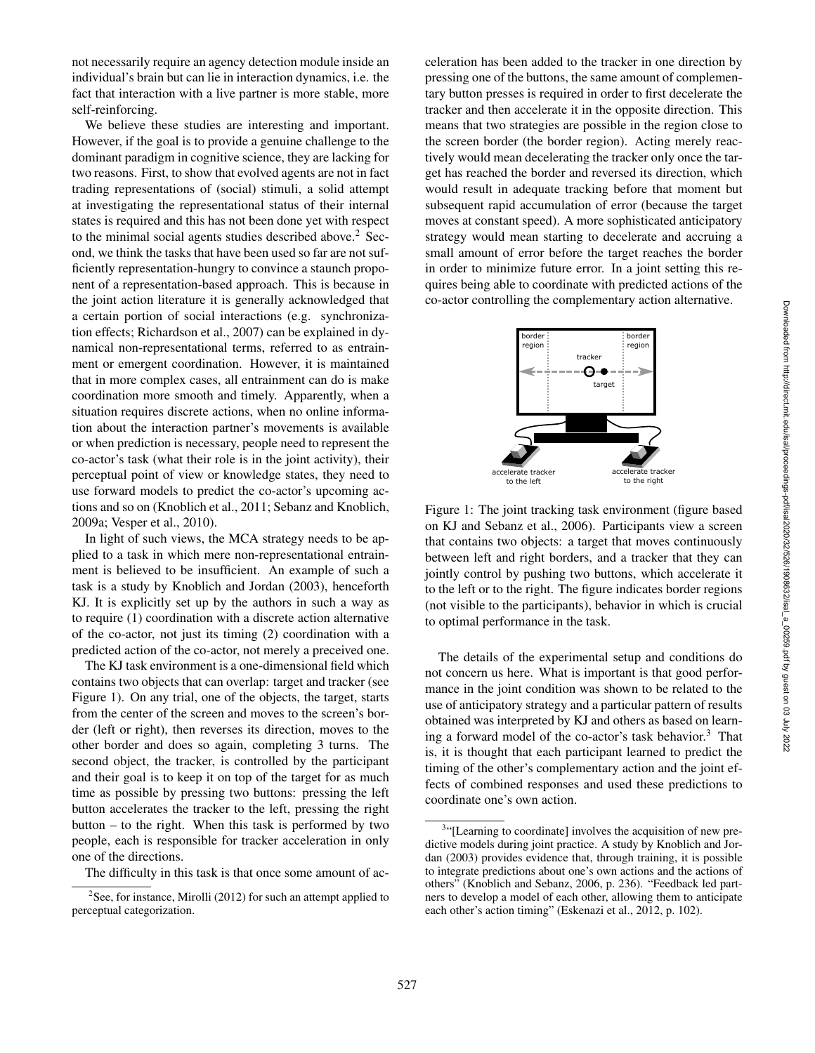not necessarily require an agency detection module inside an individual's brain but can lie in interaction dynamics, i.e. the fact that interaction with a live partner is more stable, more self-reinforcing.

We believe these studies are interesting and important. However, if the goal is to provide a genuine challenge to the dominant paradigm in cognitive science, they are lacking for two reasons. First, to show that evolved agents are not in fact trading representations of (social) stimuli, a solid attempt at investigating the representational status of their internal states is required and this has not been done yet with respect to the minimal social agents studies described above.[2] Second, we think the tasks that have been used so far are not sufficiently representation-hungry to convince a staunch proponent of a representation-based approach. This is because in the joint action literature it is generally acknowledged that a certain portion of social interactions (e.g. synchronization effects; Richardson et al., 2007) can be explained in dynamical non-representational terms, referred to as entrainment or emergent coordination. However, it is maintained that in more complex cases, all entrainment can do is make coordination more smooth and timely. Apparently, when a situation requires discrete actions, when no online information about the interaction partner's movements is available or when prediction is necessary, people need to represent the co-actor's task (what their role is in the joint activity), their perceptual point of view or knowledge states, they need to use forward models to predict the co-actor's upcoming actions and so on (Knoblich et al., 2011; Sebanz and Knoblich, 2009a; Vesper et al., 2010).

In light of such views, the MCA strategy needs to be applied to a task in which mere non-representational entrainment is believed to be insufficient. An example of such a task is a study by Knoblich and Jordan (2003), henceforth KJ. It is explicitly set up by the authors in such a way as to require (1) coordination with a discrete action alternative of the co-actor, not just its timing (2) coordination with a predicted action of the co-actor, not merely a preceived one.

The KJ task environment is a one-dimensional field which contains two objects that can overlap: target and tracker (see Figure 1). On any trial, one of the objects, the target, starts from the center of the screen and moves to the screen's border (left or right), then reverses its direction, moves to the other border and does so again, completing 3 turns. The second object, the tracker, is controlled by the participant and their goal is to keep it on top of the target for as much time as possible by pressing two buttons: pressing the left button accelerates the tracker to the left, pressing the right button – to the right. When this task is performed by two people, each is responsible for tracker acceleration in only one of the directions.

The difficulty in this task is that once some amount of acceleration has been added to the tracker in one direction by pressing one of the buttons, the same amount of complementary button presses is required in order to first decelerate the tracker and then accelerate it in the opposite direction. This means that two strategies are possible in the region close to the screen border (the border region). Acting merely reactively would mean decelerating the tracker only once the target has reached the border and reversed its direction, which would result in adequate tracking before that moment but subsequent rapid accumulation of error (because the target moves at constant speed). A more sophisticated anticipatory strategy would mean starting to decelerate and accruing a small amount of error before the target reaches the border in order to minimize future error. In a joint setting this requires being able to coordinate with predicted actions of the co-actor controlling the complementary action alternative.

Figure 1: The joint tracking task environment (figure based on KJ and Sebanz et al., 2006). Participants view a screen that contains two objects: a target that moves continuously between left and right borders, and a tracker that they can jointly control by pushing two buttons, which accelerate it to the left or to the right. The figure indicates border regions (not visible to the participants), behavior in which is crucial to optimal performance in the task.

The details of the experimental setup and conditions do not concern us here. What is important is that good performance in the joint condition was shown to be related to the use of anticipatory strategy and a particular pattern of results obtained was interpreted by KJ and others as based on learning a forward model of the co-actor's task behavior.[3] That is, it is thought that each participant learned to predict the timing of the other's complementary action and the joint effects of combined responses and used these predictions to coordinate one's own action.

[2] See, for instance, Mirolli (2012) for such an attempt applied to perceptual categorization.

[3] "[Learning to coordinate] involves the acquisition of new predictive models during joint practice. A study by Knoblich and Jordan (2003) provides evidence that, through training, it is possible to integrate predictions about one's own actions and the actions of others" (Knoblich and Sebanz, 2006, p. 236). "Feedback led partners to develop a model of each other, allowing them to anticipate each other's action timing" (Eskenazi et al., 2012, p. 102).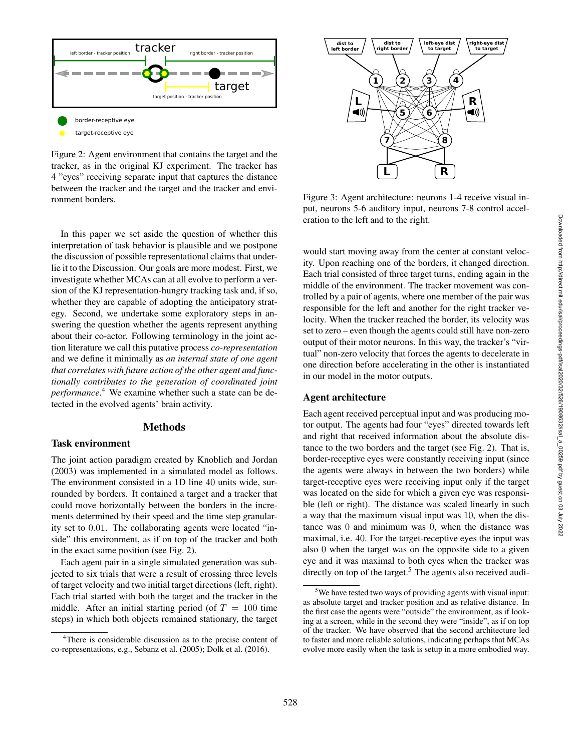Figure 2: Agent environment that contains the target and the tracker, as in the original KJ experiment. The tracker has 4 "eyes" receiving separate input that captures the distance between the tracker and the target and the tracker and environment borders.

In this paper we set aside the question of whether this interpretation of task behavior is plausible and we postpone the discussion of possible representational claims that underlie it to the Discussion. Our goals are more modest. First, we investigate whether MCAs can at all evolve to perform a version of the KJ representation-hungry tracking task and, if so, whether they are capable of adopting the anticipatory strategy. Second, we undertake some exploratory steps in answering the question whether the agents represent anything about their co-actor. Following terminology in the joint action literature we call this putative process *co-representation* and we define it minimally as *an internal state of one agent that correlates with future action of the other agent and functionally contributes to the generation of coordinated joint performance*.[4] We examine whether such a state can be detected in the evolved agents' brain activity.

## Methods

### Task environment

The joint action paradigm created by Knoblich and Jordan (2003) was implemented in a simulated model as follows. The environment consisted in a 1D line 40 units wide, surrounded by borders. It contained a target and a tracker that could move horizontally between the borders in the increments determined by their speed and the time step granularity set to 0.01. The collaborating agents were located "inside" this environment, as if on top of the tracker and both in the exact same position (see Fig. 2).

Each agent pair in a single simulated generation was subjected to six trials that were a result of crossing three levels of target velocity and two initial target directions (left, right). Each trial started with both the target and the tracker in the middle. After an initial starting period (of $T = 100$ time steps) in which both objects remained stationary, the target would start moving away from the center at constant velocity. Upon reaching one of the borders, it changed direction. Each trial consisted of three target turns, ending again in the middle of the environment. The tracker movement was controlled by a pair of agents, where one member of the pair was responsible for the left and another for the right tracker velocity. When the tracker reached the border, its velocity was set to zero – even though the agents could still have non-zero output of their motor neurons. In this way, the tracker's "virtual" non-zero velocity that forces the agents to decelerate in one direction before accelerating in the other is instantiated in our model in the motor outputs.

Figure 3: Agent architecture: neurons 1-4 receive visual input, neurons 5-6 auditory input, neurons 7-8 control acceleration to the left and to the right.

### Agent architecture

Each agent received perceptual input and was producing motor output. The agents had four "eyes" directed towards left and right that received information about the absolute distance to the two borders and the target (see Fig. 2). That is, border-receptive eyes were constantly receiving input (since the agents were always in between the two borders) while target-receptive eyes were receiving input only if the target was located on the side for which a given eye was responsible (left or right). The distance was scaled linearly in such a way that the maximum visual input was 10, when the distance was 0 and minimum was 0, when the distance was maximal, i.e. 40. For the target-receptive eyes the input was also 0 when the target was on the opposite side to a given eye and it was maximal to both eyes when the tracker was directly on top of the target.[5] The agents also received audi-

[4] There is considerable discussion as to the precise content of co-representations, e.g., Sebanz et al. (2005); Dolk et al. (2016).

[5] We have tested two ways of providing agents with visual input: as absolute target and tracker position and as relative distance. In the first case the agents were "outside" the environment, as if looking at a screen, while in the second they were "inside", as if on top of the tracker. We have observed that the second architecture led to faster and more reliable solutions, indicating perhaps that MCAs evolve more easily when the task is setup in a more embodied way.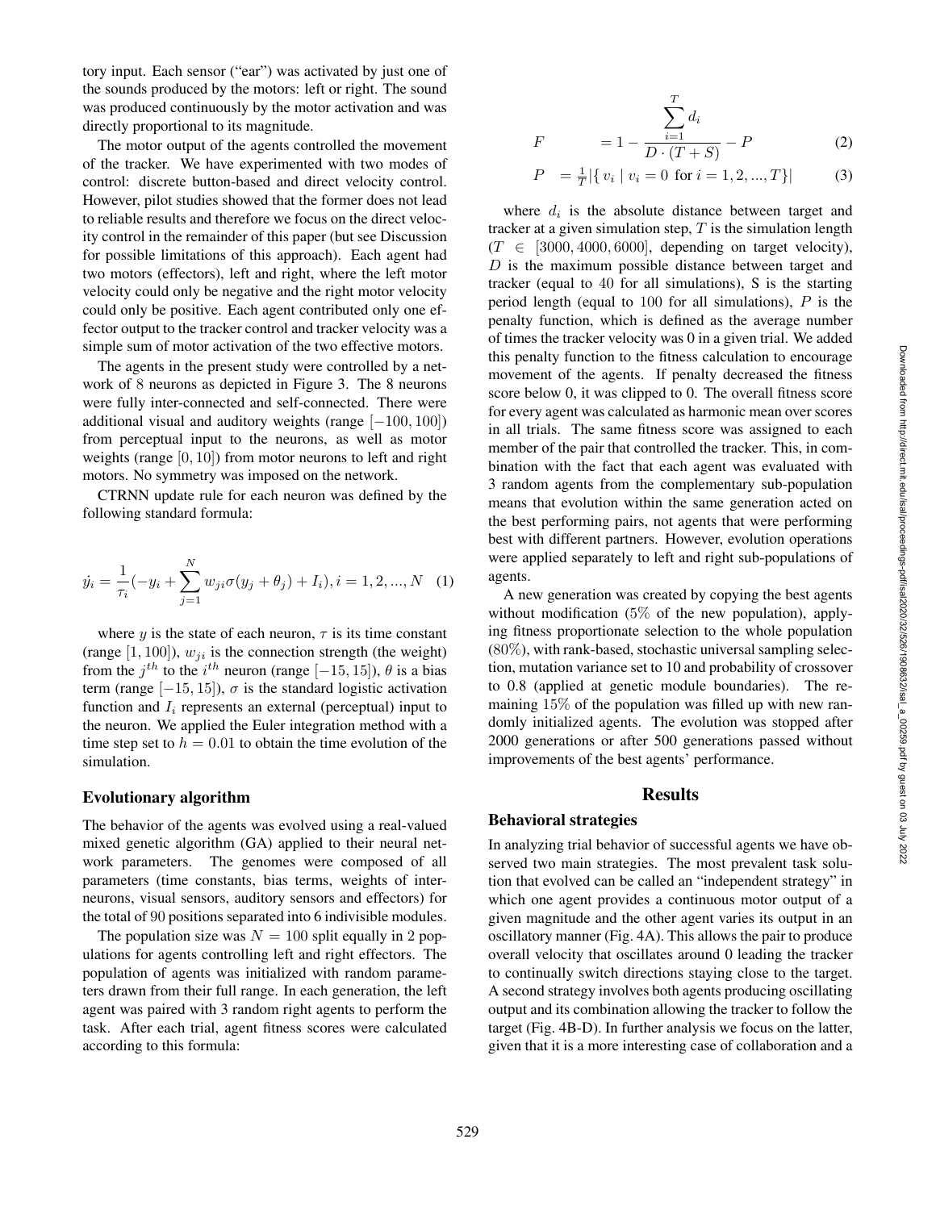tory input. Each sensor ("ear") was activated by just one of the sounds produced by the motors: left or right. The sound was produced continuously by the motor activation and was directly proportional to its magnitude.

The motor output of the agents controlled the movement of the tracker. We have experimented with two modes of control: discrete button-based and direct velocity control. However, pilot studies showed that the former does not lead to reliable results and therefore we focus on the direct velocity control in the remainder of this paper (but see Discussion for possible limitations of this approach). Each agent had two motors (effectors), left and right, where the left motor velocity could only be negative and the right motor velocity could only be positive. Each agent contributed only one effector output to the tracker control and tracker velocity was a simple sum of motor activation of the two effective motors.

The agents in the present study were controlled by a network of 8 neurons as depicted in Figure 3. The 8 neurons were fully inter-connected and self-connected. There were additional visual and auditory weights (range $[-100, 100]$) from perceptual input to the neurons, as well as motor weights (range $[0, 10]$) from motor neurons to left and right motors. No symmetry was imposed on the network.

CTRNN update rule for each neuron was defined by the following standard formula:

$$\dot{y_i} = \frac{1}{\tau_i}(-y_i + \sum_{j=1}^{N} w_{ji}\sigma(y_j + \theta_j) + I_i), i = 1, 2, ..., N \quad (1)$$

where $y$ is the state of each neuron, $\tau$ is its time constant (range $[1, 100]$), $w_{ji}$ is the connection strength (the weight) from the $j^{th}$ to the $i^{th}$ neuron (range $[-15, 15]$), $\theta$ is a bias term (range $[-15, 15]$), $\sigma$ is the standard logistic activation function and $I_i$ represents an external (perceptual) input to the neuron. We applied the Euler integration method with a time step set to $h = 0.01$ to obtain the time evolution of the simulation.

### Evolutionary algorithm

The behavior of the agents was evolved using a real-valued mixed genetic algorithm (GA) applied to their neural network parameters. The genomes were composed of all parameters (time constants, bias terms, weights of interneurons, visual sensors, auditory sensors and effectors) for the total of 90 positions separated into 6 indivisible modules.

The population size was $N = 100$ split equally in 2 populations for agents controlling left and right effectors. The population of agents was initialized with random parameters drawn from their full range. In each generation, the left agent was paired with 3 random right agents to perform the task. After each trial, agent fitness scores were calculated according to this formula:

$$F = 1 - \frac{\sum_{i=1}^{T} d_i}{D \cdot (T + S)} - P \quad (2)$$

$$P = \frac{1}{T}|\{ v_i \mid v_i = 0 \text{ for } i = 1, 2, ..., T\}| \quad (3)$$

where $d_i$ is the absolute distance between target and tracker at a given simulation step, $T$ is the simulation length ($T \in [3000, 4000, 6000]$, depending on target velocity), $D$ is the maximum possible distance between target and tracker (equal to 40 for all simulations), S is the starting period length (equal to 100 for all simulations), $P$ is the penalty function, which is defined as the average number of times the tracker velocity was 0 in a given trial. We added this penalty function to the fitness calculation to encourage movement of the agents. If penalty decreased the fitness score below 0, it was clipped to 0. The overall fitness score for every agent was calculated as harmonic mean over scores in all trials. The same fitness score was assigned to each member of the pair that controlled the tracker. This, in combination with the fact that each agent was evaluated with 3 random agents from the complementary sub-population means that evolution within the same generation acted on the best performing pairs, not agents that were performing best with different partners. However, evolution operations were applied separately to left and right sub-populations of agents.

A new generation was created by copying the best agents without modification (5% of the new population), applying fitness proportionate selection to the whole population (80%), with rank-based, stochastic universal sampling selection, mutation variance set to 10 and probability of crossover to 0.8 (applied at genetic module boundaries). The remaining 15% of the population was filled up with new randomly initialized agents. The evolution was stopped after 2000 generations or after 500 generations passed without improvements of the best agents' performance.

## Results

### Behavioral strategies

In analyzing trial behavior of successful agents we have observed two main strategies. The most prevalent task solution that evolved can be called an "independent strategy" in which one agent provides a continuous motor output of a given magnitude and the other agent varies its output in an oscillatory manner (Fig. 4A). This allows the pair to produce overall velocity that oscillates around 0 leading the tracker to continually switch directions staying close to the target. A second strategy involves both agents producing oscillating output and its combination allowing the tracker to follow the target (Fig. 4B-D). In further analysis we focus on the latter, given that it is a more interesting case of collaboration and a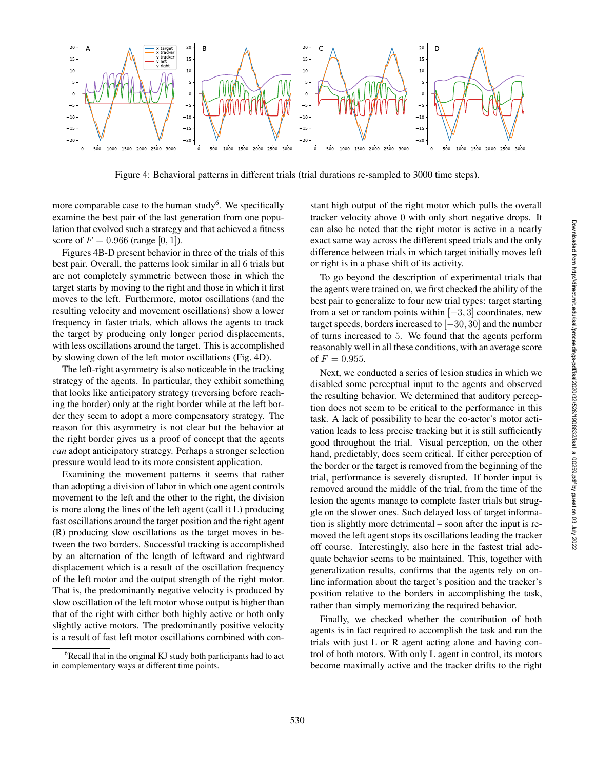Figure 4: Behavioral patterns in different trials (trial durations re-sampled to 3000 time steps).

more comparable case to the human study[6]. We specifically examine the best pair of the last generation from one population that evolved such a strategy and that achieved a fitness score of $F = 0.966$ (range $[0, 1]$).

Figures 4B-D present behavior in three of the trials of this best pair. Overall, the patterns look similar in all 6 trials but are not completely symmetric between those in which the target starts by moving to the right and those in which it first moves to the left. Furthermore, motor oscillations (and the resulting velocity and movement oscillations) show a lower frequency in faster trials, which allows the agents to track the target by producing only longer period displacements, with less oscillations around the target. This is accomplished by slowing down of the left motor oscillations (Fig. 4D).

The left-right asymmetry is also noticeable in the tracking strategy of the agents. In particular, they exhibit something that looks like anticipatory strategy (reversing before reaching the border) only at the right border while at the left border they seem to adopt a more compensatory strategy. The reason for this asymmetry is not clear but the behavior at the right border gives us a proof of concept that the agents *can* adopt anticipatory strategy. Perhaps a stronger selection pressure would lead to its more consistent application.

Examining the movement patterns it seems that rather than adopting a division of labor in which one agent controls movement to the left and the other to the right, the division is more along the lines of the left agent (call it L) producing fast oscillations around the target position and the right agent (R) producing slow oscillations as the target moves in between the two borders. Successful tracking is accomplished by an alternation of the length of leftward and rightward displacement which is a result of the oscillation frequency of the left motor and the output strength of the right motor. That is, the predominantly negative velocity is produced by slow oscillation of the left motor whose output is higher than that of the right with either both highly active or both only slightly active motors. The predominantly positive velocity is a result of fast left motor oscillations combined with constant high output of the right motor which pulls the overall tracker velocity above 0 with only short negative drops. It can also be noted that the right motor is active in a nearly exact same way across the different speed trials and the only difference between trials in which target initially moves left or right is in a phase shift of its activity.

To go beyond the description of experimental trials that the agents were trained on, we first checked the ability of the best pair to generalize to four new trial types: target starting from a set or random points within $[-3, 3]$ coordinates, new target speeds, borders increased to $[-30, 30]$ and the number of turns increased to 5. We found that the agents perform reasonably well in all these conditions, with an average score of $F = 0.955$.

Next, we conducted a series of lesion studies in which we disabled some perceptual input to the agents and observed the resulting behavior. We determined that auditory perception does not seem to be critical to the performance in this task. A lack of possibility to hear the co-actor's motor activation leads to less precise tracking but it is still sufficiently good throughout the trial. Visual perception, on the other hand, predictably, does seem critical. If either perception of the border or the target is removed from the beginning of the trial, performance is severely disrupted. If border input is removed around the middle of the trial, from the time of the lesion the agents manage to complete faster trials but struggle on the slower ones. Such delayed loss of target information is slightly more detrimental – soon after the input is removed the left agent stops its oscillations leading the tracker off course. Interestingly, also here in the fastest trial adequate behavior seems to be maintained. This, together with generalization results, confirms that the agents rely on online information about the target's position and the tracker's position relative to the borders in accomplishing the task, rather than simply memorizing the required behavior.

Finally, we checked whether the contribution of both agents is in fact required to accomplish the task and run the trials with just L or R agent acting alone and having control of both motors. With only L agent in control, its motors become maximally active and the tracker drifts to the right

[6] Recall that in the original KJ study both participants had to act in complementary ways at different time points.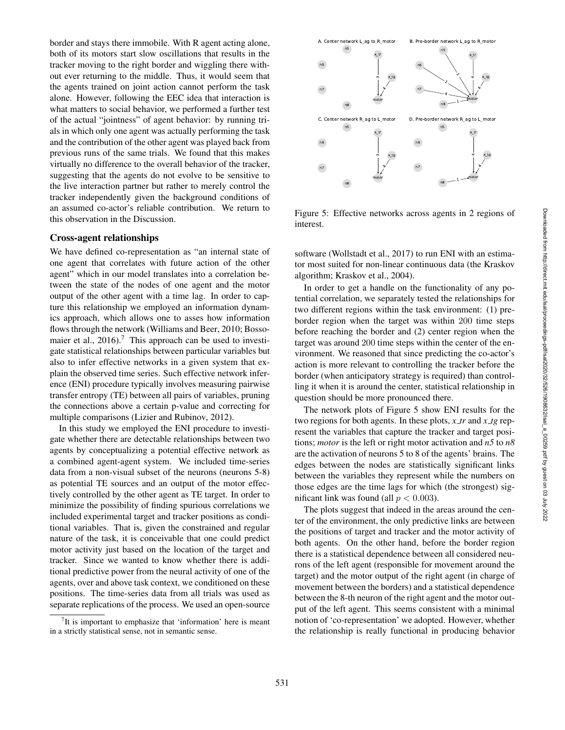border and stays there immobile. With R agent acting alone, both of its motors start slow oscillations that results in the tracker moving to the right border and wiggling there without ever returning to the middle. Thus, it would seem that the agents trained on joint action cannot perform the task alone. However, following the EEC idea that interaction is what matters to social behavior, we performed a further test of the actual "jointness" of agent behavior: by running trials in which only one agent was actually performing the task and the contribution of the other agent was played back from previous runs of the same trials. We found that this makes virtually no difference to the overall behavior of the tracker, suggesting that the agents do not evolve to be sensitive to the live interaction partner but rather to merely control the tracker independently given the background conditions of an assumed co-actor's reliable contribution. We return to this observation in the Discussion.

## Cross-agent relationships

We have defined co-representation as "an internal state of one agent that correlates with future action of the other agent" which in our model translates into a correlation between the state of the nodes of one agent and the motor output of the other agent with a time lag. In order to capture this relationship we employed an information dynamics approach, which allows one to asses how information flows through the network (Williams and Beer, 2010; Bossomaier et al., 2016).[7] This approach can be used to investigate statistical relationships between particular variables but also to infer effective networks in a given system that explain the observed time series. Such effective network inference (ENI) procedure typically involves measuring pairwise transfer entropy (TE) between all pairs of variables, pruning the connections above a certain p-value and correcting for multiple comparisons (Lizier and Rubinov, 2012).

In this study we employed the ENI procedure to investigate whether there are detectable relationships between two agents by conceptualizing a potential effective network as a combined agent-agent system. We included time-series data from a non-visual subset of the neurons (neurons 5-8) as potential TE sources and an output of the motor effectively controlled by the other agent as TE target. In order to minimize the possibility of finding spurious correlations we included experimental target and tracker positions as conditional variables. That is, given the constrained and regular nature of the task, it is conceivable that one could predict motor activity just based on the location of the target and tracker. Since we wanted to know whether there is additional predictive power from the neural activity of one of the agents, over and above task context, we conditioned on these positions. The time-series data from all trials was used as separate replications of the process. We used an open-source software (Wollstadt et al., 2017) to run ENI with an estimator most suited for non-linear continuous data (the Kraskov algorithm; Kraskov et al., 2004).

[7] It is important to emphasize that 'information' here is meant in a strictly statistical sense, not in semantic sense.

Figure 5: Effective networks across agents in 2 regions of interest.

In order to get a handle on the functionality of any potential correlation, we separately tested the relationships for two different regions within the task environment: (1) pre-border region when the target was within 200 time steps before reaching the border and (2) center region when the target was around 200 time steps within the center of the environment. We reasoned that since predicting the co-actor's action is more relevant to controlling the tracker before the border (when anticipatory strategy is required) than controlling it when it is around the center, statistical relationship in question should be more pronounced there.

The network plots of Figure 5 show ENI results for the two regions for both agents. In these plots, *x_tr* and *x_tg* represent the variables that capture the tracker and target positions; *motor* is the left or right motor activation and *n5* to *n8* are the activation of neurons 5 to 8 of the agents' brains. The edges between the nodes are statistically significant links between the variables they represent while the numbers on those edges are the time lags for which (the strongest) significant link was found (all $p < 0.003$).

The plots suggest that indeed in the areas around the center of the environment, the only predictive links are between the positions of target and tracker and the motor activity of both agents. On the other hand, before the border region there is a statistical dependence between all considered neurons of the left agent (responsible for movement around the target) and the motor output of the right agent (in charge of movement between the borders) and a statistical dependence between the 8-th neuron of the right agent and the motor output of the left agent. This seems consistent with a minimal notion of 'co-representation' we adopted. However, whether the relationship is really functional in producing behavior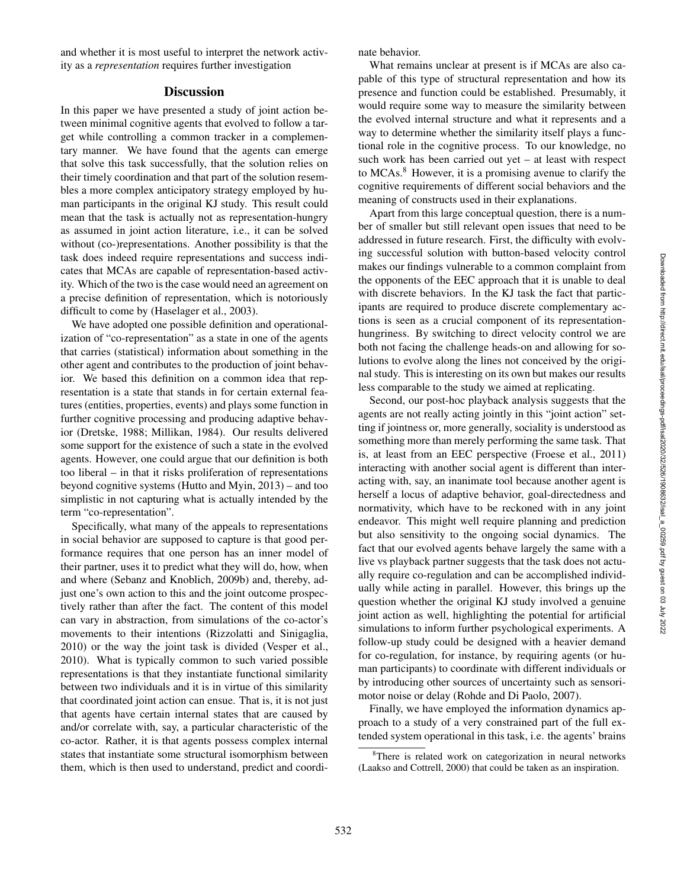and whether it is most useful to interpret the network activity as a *representation* requires further investigation

## Discussion

In this paper we have presented a study of joint action between minimal cognitive agents that evolved to follow a target while controlling a common tracker in a complementary manner. We have found that the agents can emerge that solve this task successfully, that the solution relies on their timely coordination and that part of the solution resembles a more complex anticipatory strategy employed by human participants in the original KJ study. This result could mean that the task is actually not as representation-hungry as assumed in joint action literature, i.e., it can be solved without (co-)representations. Another possibility is that the task does indeed require representations and success indicates that MCAs are capable of representation-based activity. Which of the two is the case would need an agreement on a precise definition of representation, which is notoriously difficult to come by (Haselager et al., 2003).

We have adopted one possible definition and operationalization of "co-representation" as a state in one of the agents that carries (statistical) information about something in the other agent and contributes to the production of joint behavior. We based this definition on a common idea that representation is a state that stands in for certain external features (entities, properties, events) and plays some function in further cognitive processing and producing adaptive behavior (Dretske, 1988; Millikan, 1984). Our results delivered some support for the existence of such a state in the evolved agents. However, one could argue that our definition is both too liberal – in that it risks proliferation of representations beyond cognitive systems (Hutto and Myin, 2013) – and too simplistic in not capturing what is actually intended by the term "co-representation".

Specifically, what many of the appeals to representations in social behavior are supposed to capture is that good performance requires that one person has an inner model of their partner, uses it to predict what they will do, how, when and where (Sebanz and Knoblich, 2009b) and, thereby, adjust one's own action to this and the joint outcome prospectively rather than after the fact. The content of this model can vary in abstraction, from simulations of the co-actor's movements to their intentions (Rizzolatti and Sinigaglia, 2010) or the way the joint task is divided (Vesper et al., 2010). What is typically common to such varied possible representations is that they instantiate functional similarity between two individuals and it is in virtue of this similarity that coordinated joint action can ensue. That is, it is not just that agents have certain internal states that are caused by and/or correlate with, say, a particular characteristic of the co-actor. Rather, it is that agents possess complex internal states that instantiate some structural isomorphism between them, which is then used to understand, predict and coordinate behavior.

What remains unclear at present is if MCAs are also capable of this type of structural representation and how its presence and function could be established. Presumably, it would require some way to measure the similarity between the evolved internal structure and what it represents and a way to determine whether the similarity itself plays a functional role in the cognitive process. To our knowledge, no such work has been carried out yet – at least with respect to MCAs.[8] However, it is a promising avenue to clarify the cognitive requirements of different social behaviors and the meaning of constructs used in their explanations.

Apart from this large conceptual question, there is a number of smaller but still relevant open issues that need to be addressed in future research. First, the difficulty with evolving successful solution with button-based velocity control makes our findings vulnerable to a common complaint from the opponents of the EEC approach that it is unable to deal with discrete behaviors. In the KJ task the fact that participants are required to produce discrete complementary actions is seen as a crucial component of its representation-hungriness. By switching to direct velocity control we are both not facing the challenge heads-on and allowing for solutions to evolve along the lines not conceived by the original study. This is interesting on its own but makes our results less comparable to the study we aimed at replicating.

Second, our post-hoc playback analysis suggests that the agents are not really acting jointly in this "joint action" setting if jointness or, more generally, sociality is understood as something more than merely performing the same task. That is, at least from an EEC perspective (Froese et al., 2011) interacting with another social agent is different than interacting with, say, an inanimate tool because another agent is herself a locus of adaptive behavior, goal-directedness and normativity, which have to be reckoned with in any joint endeavor. This might well require planning and prediction but also sensitivity to the ongoing social dynamics. The fact that our evolved agents behave largely the same with a live vs playback partner suggests that the task does not actually require co-regulation and can be accomplished individually while acting in parallel. However, this brings up the question whether the original KJ study involved a genuine joint action as well, highlighting the potential for artificial simulations to inform further psychological experiments. A follow-up study could be designed with a heavier demand for co-regulation, for instance, by requiring agents (or human participants) to coordinate with different individuals or by introducing other sources of uncertainty such as sensorimotor noise or delay (Rohde and Di Paolo, 2007).

Finally, we have employed the information dynamics approach to a study of a very constrained part of the full extended system operational in this task, i.e. the agents' brains

[8] There is related work on categorization in neural networks (Laakso and Cottrell, 2000) that could be taken as an inspiration.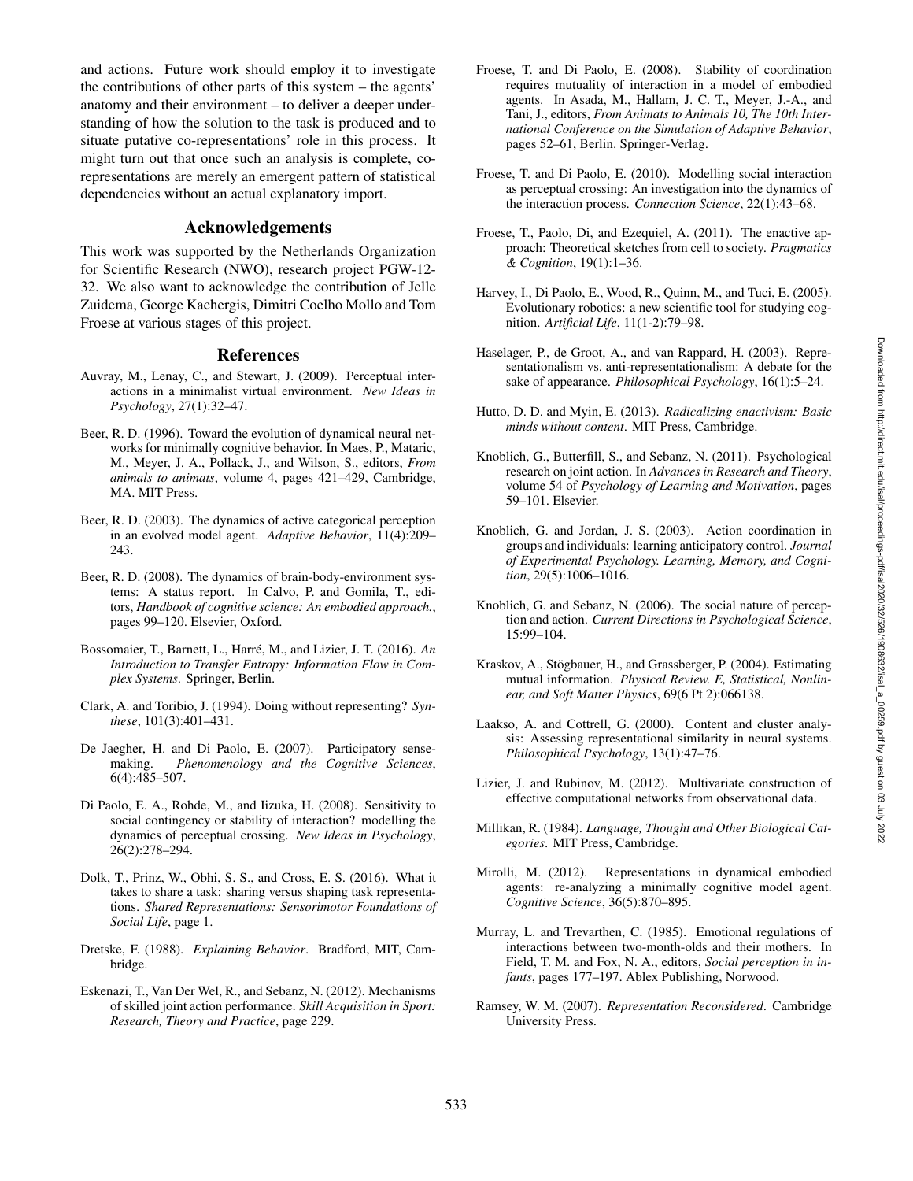and actions. Future work should employ it to investigate the contributions of other parts of this system – the agents' anatomy and their environment – to deliver a deeper understanding of how the solution to the task is produced and to situate putative co-representations' role in this process. It might turn out that once such an analysis is complete, co-representations are merely an emergent pattern of statistical dependencies without an actual explanatory import.

## Acknowledgements

This work was supported by the Netherlands Organization for Scientific Research (NWO), research project PGW-12-32. We also want to acknowledge the contribution of Jelle Zuidema, George Kachergis, Dimitri Coelho Mollo and Tom Froese at various stages of this project.

## References

Auvray, M., Lenay, C., and Stewart, J. (2009). Perceptual interactions in a minimalist virtual environment. *New Ideas in Psychology*, 27(1):32–47.

Beer, R. D. (1996). Toward the evolution of dynamical neural networks for minimally cognitive behavior. In Maes, P., Mataric, M., Meyer, J. A., Pollack, J., and Wilson, S., editors, *From animals to animats*, volume 4, pages 421–429, Cambridge, MA. MIT Press.

Beer, R. D. (2003). The dynamics of active categorical perception in an evolved model agent. *Adaptive Behavior*, 11(4):209–243.

Beer, R. D. (2008). The dynamics of brain-body-environment systems: A status report. In Calvo, P. and Gomila, T., editors, *Handbook of cognitive science: An embodied approach.*, pages 99–120. Elsevier, Oxford.

Bossomaier, T., Barnett, L., Harré, M., and Lizier, J. T. (2016). *An Introduction to Transfer Entropy: Information Flow in Complex Systems*. Springer, Berlin.

Clark, A. and Toribio, J. (1994). Doing without representing? *Synthese*, 101(3):401–431.

De Jaegher, H. and Di Paolo, E. (2007). Participatory sense-making. *Phenomenology and the Cognitive Sciences*, 6(4):485–507.

Di Paolo, E. A., Rohde, M., and Iizuka, H. (2008). Sensitivity to social contingency or stability of interaction? modelling the dynamics of perceptual crossing. *New Ideas in Psychology*, 26(2):278–294.

Dolk, T., Prinz, W., Obhi, S. S., and Cross, E. S. (2016). What it takes to share a task: sharing versus shaping task representations. *Shared Representations: Sensorimotor Foundations of Social Life*, page 1.

Dretske, F. (1988). *Explaining Behavior*. Bradford, MIT, Cambridge.

Eskenazi, T., Van Der Wel, R., and Sebanz, N. (2012). Mechanisms of skilled joint action performance. *Skill Acquisition in Sport: Research, Theory and Practice*, page 229.

Froese, T. and Di Paolo, E. (2008). Stability of coordination requires mutuality of interaction in a model of embodied agents. In Asada, M., Hallam, J. C. T., Meyer, J.-A., and Tani, J., editors, *From Animats to Animals 10, The 10th International Conference on the Simulation of Adaptive Behavior*, pages 52–61, Berlin. Springer-Verlag.

Froese, T. and Di Paolo, E. (2010). Modelling social interaction as perceptual crossing: An investigation into the dynamics of the interaction process. *Connection Science*, 22(1):43–68.

Froese, T., Paolo, Di, and Ezequiel, A. (2011). The enactive approach: Theoretical sketches from cell to society. *Pragmatics & Cognition*, 19(1):1–36.

Harvey, I., Di Paolo, E., Wood, R., Quinn, M., and Tuci, E. (2005). Evolutionary robotics: a new scientific tool for studying cognition. *Artificial Life*, 11(1-2):79–98.

Haselager, P., de Groot, A., and van Rappard, H. (2003). Representationalism vs. anti-representationalism: A debate for the sake of appearance. *Philosophical Psychology*, 16(1):5–24.

Hutto, D. D. and Myin, E. (2013). *Radicalizing enactivism: Basic minds without content*. MIT Press, Cambridge.

Knoblich, G., Butterfill, S., and Sebanz, N. (2011). Psychological research on joint action. In *Advances in Research and Theory*, volume 54 of *Psychology of Learning and Motivation*, pages 59–101. Elsevier.

Knoblich, G. and Jordan, J. S. (2003). Action coordination in groups and individuals: learning anticipatory control. *Journal of Experimental Psychology. Learning, Memory, and Cognition*, 29(5):1006–1016.

Knoblich, G. and Sebanz, N. (2006). The social nature of perception and action. *Current Directions in Psychological Science*, 15:99–104.

Kraskov, A., Stögbauer, H., and Grassberger, P. (2004). Estimating mutual information. *Physical Review. E, Statistical, Nonlinear, and Soft Matter Physics*, 69(6 Pt 2):066138.

Laakso, A. and Cottrell, G. (2000). Content and cluster analysis: Assessing representational similarity in neural systems. *Philosophical Psychology*, 13(1):47–76.

Lizier, J. and Rubinov, M. (2012). Multivariate construction of effective computational networks from observational data.

Millikan, R. (1984). *Language, Thought and Other Biological Categories*. MIT Press, Cambridge.

Mirolli, M. (2012). Representations in dynamical embodied agents: re-analyzing a minimally cognitive model agent. *Cognitive Science*, 36(5):870–895.

Murray, L. and Trevarthen, C. (1985). Emotional regulations of interactions between two-month-olds and their mothers. In Field, T. M. and Fox, N. A., editors, *Social perception in infants*, pages 177–197. Ablex Publishing, Norwood.

Ramsey, W. M. (2007). *Representation Reconsidered*. Cambridge University Press.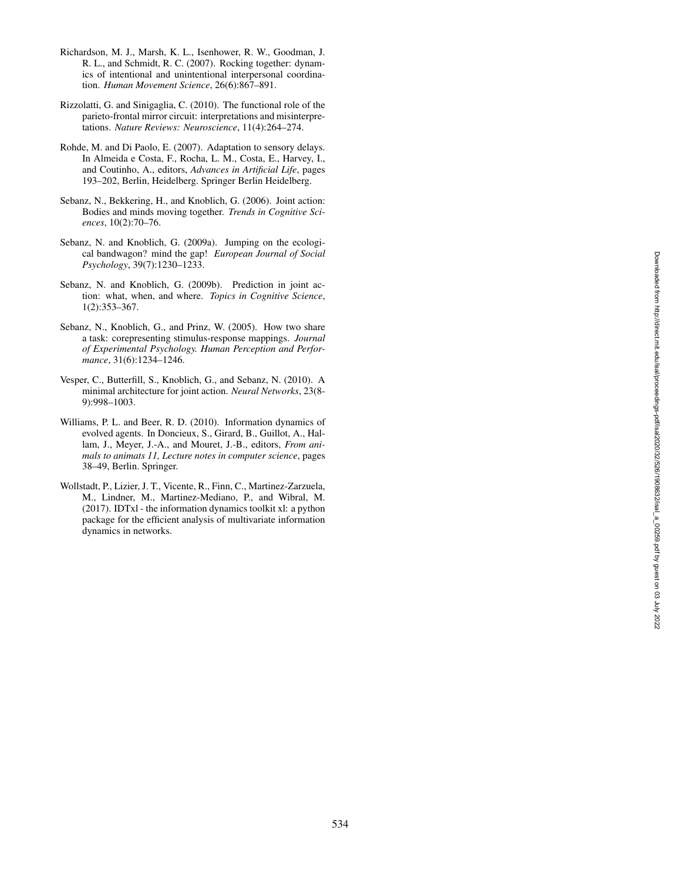Richardson, M. J., Marsh, K. L., Isenhower, R. W., Goodman, J. R. L., and Schmidt, R. C. (2007). Rocking together: dynamics of intentional and unintentional interpersonal coordination. *Human Movement Science*, 26(6):867–891.

Rizzolatti, G. and Sinigaglia, C. (2010). The functional role of the parieto-frontal mirror circuit: interpretations and misinterpretations. *Nature Reviews: Neuroscience*, 11(4):264–274.

Rohde, M. and Di Paolo, E. (2007). Adaptation to sensory delays. In Almeida e Costa, F., Rocha, L. M., Costa, E., Harvey, I., and Coutinho, A., editors, *Advances in Artificial Life*, pages 193–202, Berlin, Heidelberg. Springer Berlin Heidelberg.

Sebanz, N., Bekkering, H., and Knoblich, G. (2006). Joint action: Bodies and minds moving together. *Trends in Cognitive Sciences*, 10(2):70–76.

Sebanz, N. and Knoblich, G. (2009a). Jumping on the ecological bandwagon? mind the gap! *European Journal of Social Psychology*, 39(7):1230–1233.

Sebanz, N. and Knoblich, G. (2009b). Prediction in joint action: what, when, and where. *Topics in Cognitive Science*, 1(2):353–367.

Sebanz, N., Knoblich, G., and Prinz, W. (2005). How two share a task: corepresenting stimulus-response mappings. *Journal of Experimental Psychology. Human Perception and Performance*, 31(6):1234–1246.

Vesper, C., Butterfill, S., Knoblich, G., and Sebanz, N. (2010). A minimal architecture for joint action. *Neural Networks*, 23(8-9):998–1003.

Williams, P. L. and Beer, R. D. (2010). Information dynamics of evolved agents. In Doncieux, S., Girard, B., Guillot, A., Hallam, J., Meyer, J.-A., and Mouret, J.-B., editors, *From animals to animats 11, Lecture notes in computer science*, pages 38–49, Berlin. Springer.

Wollstadt, P., Lizier, J. T., Vicente, R., Finn, C., Martinez-Zarzuela, M., Lindner, M., Martinez-Mediano, P., and Wibral, M. (2017). IDTxl - the information dynamics toolkit xl: a python package for the efficient analysis of multivariate information dynamics in networks.